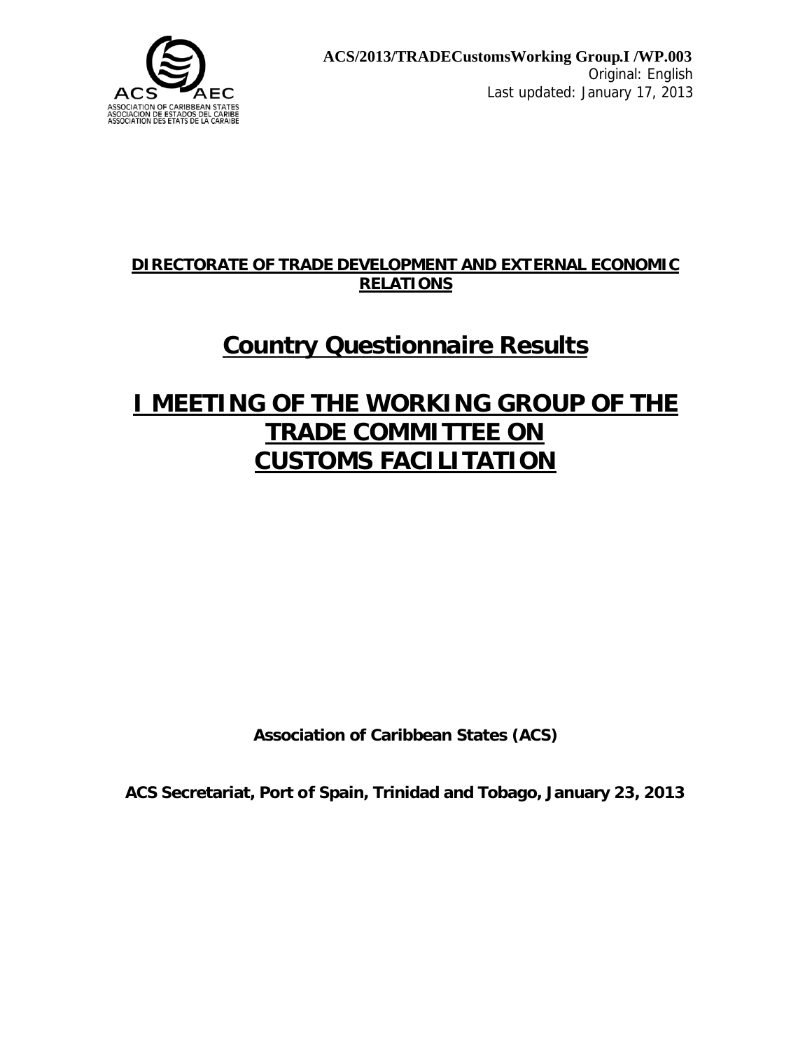ACS/2013/TRADECustomsWorking Group.I /WP.003
Original: English
Last updated: January 17, 2013

**DIRECTORATE OF TRADE DEVELOPMENT AND EXTERNAL ECONOMIC RELATIONS**

# Country Questionnaire Results

# I MEETING OF THE WORKING GROUP OF THE TRADE COMMITTEE ON CUSTOMS FACILITATION

**Association of Caribbean States (ACS)**

**ACS Secretariat, Port of Spain, Trinidad and Tobago, January 23, 2013**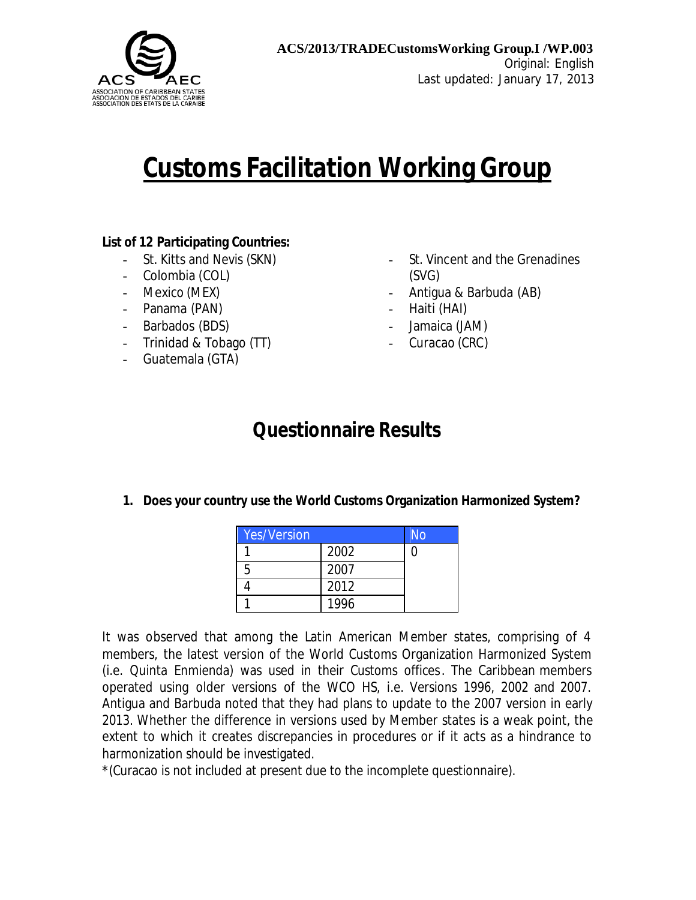ACS/2013/TRADECustomsWorking Group.I /WP.003
Original: English
Last updated: January 17, 2013

# Customs Facilitation Working Group

**List of 12 Participating Countries:**

- St. Kitts and Nevis (SKN)
- Colombia (COL)
- Mexico (MEX)
- Panama (PAN)
- Barbados (BDS)
- Trinidad & Tobago (TT)
- Guatemala (GTA)
- St. Vincent and the Grenadines (SVG)
- Antigua & Barbuda (AB)
- Haiti (HAI)
- Jamaica (JAM)
- Curacao (CRC)

## Questionnaire Results

1. **Does your country use the World Customs Organization Harmonized System?**

| Yes/Version | | No |
|---|---|---|
| 1 | 2002 | 0 |
| 5 | 2007 | |
| 4 | 2012 | |
| 1 | 1996 | |

It was observed that among the Latin American Member states, comprising of 4 members, the latest version of the World Customs Organization Harmonized System (i.e. Quinta Enmienda) was used in their Customs offices. The Caribbean members operated using older versions of the WCO HS, i.e. Versions 1996, 2002 and 2007. Antigua and Barbuda noted that they had plans to update to the 2007 version in early 2013. Whether the difference in versions used by Member states is a weak point, the extent to which it creates discrepancies in procedures or if it acts as a hindrance to harmonization should be investigated.

*(Curacao is not included at present due to the incomplete questionnaire).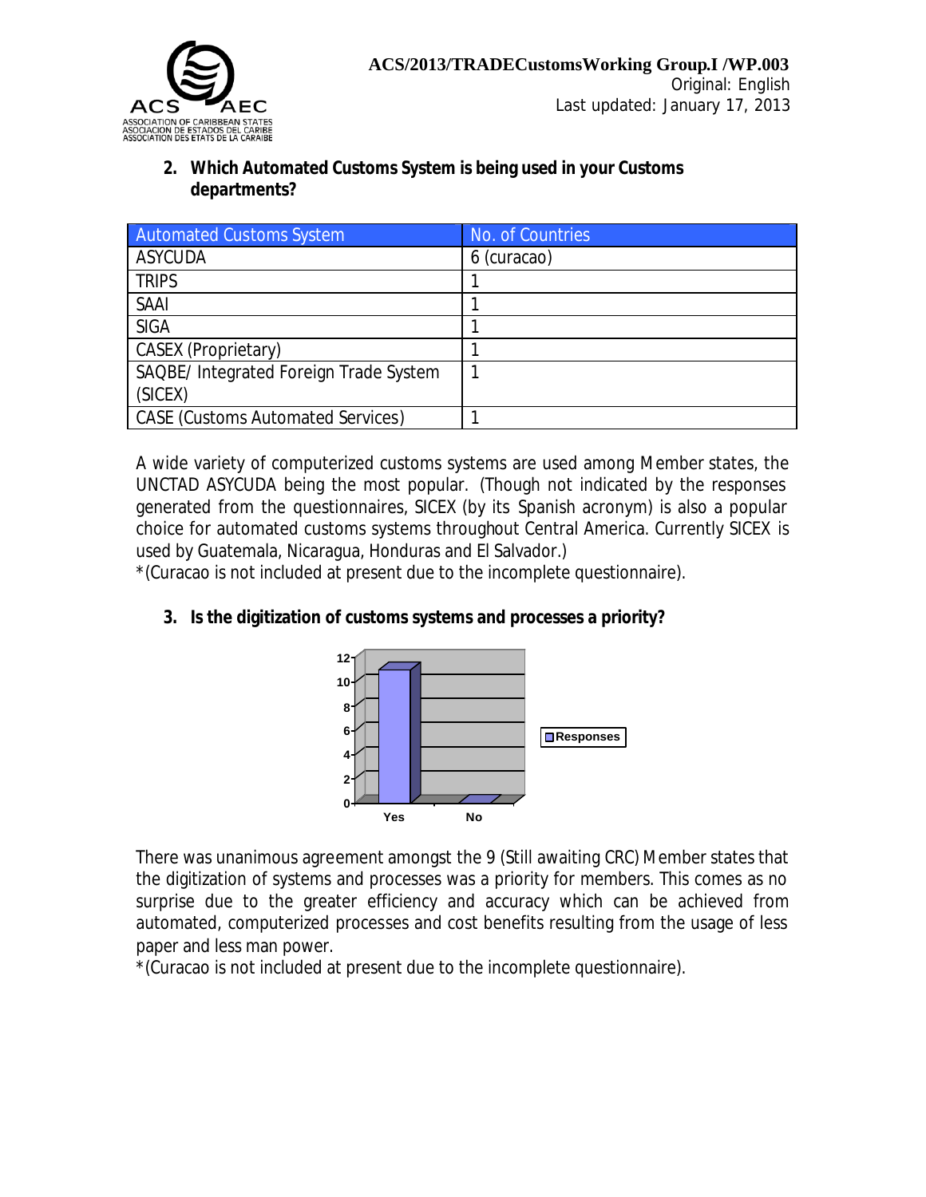2. **Which Automated Customs System is being used in your Customs departments?**

| Automated Customs System | No. of Countries |
| --- | --- |
| ASYCUDA | 6 (curacao) |
| TRIPS | 1 |
| SAAI | 1 |
| SIGA | 1 |
| CASEX (Proprietary) | 1 |
| SAQBE/ Integrated Foreign Trade System (SICEX) | 1 |
| CASE (Customs Automated Services) | 1 |

A wide variety of computerized customs systems are used among Member states, the UNCTAD ASYCUDA being the most popular. (Though not indicated by the responses generated from the questionnaires, SICEX (by its Spanish acronym) is also a popular choice for automated customs systems throughout Central America. Currently SICEX is used by Guatemala, Nicaragua, Honduras and El Salvador.)

*(Curacao is not included at present due to the incomplete questionnaire).

3. **Is the digitization of customs systems and processes a priority?**

There was unanimous agreement amongst the 9 (Still awaiting CRC) Member states that the digitization of systems and processes was a priority for members. This comes as no surprise due to the greater efficiency and accuracy which can be achieved from automated, computerized processes and cost benefits resulting from the usage of less paper and less man power.

*(Curacao is not included at present due to the incomplete questionnaire).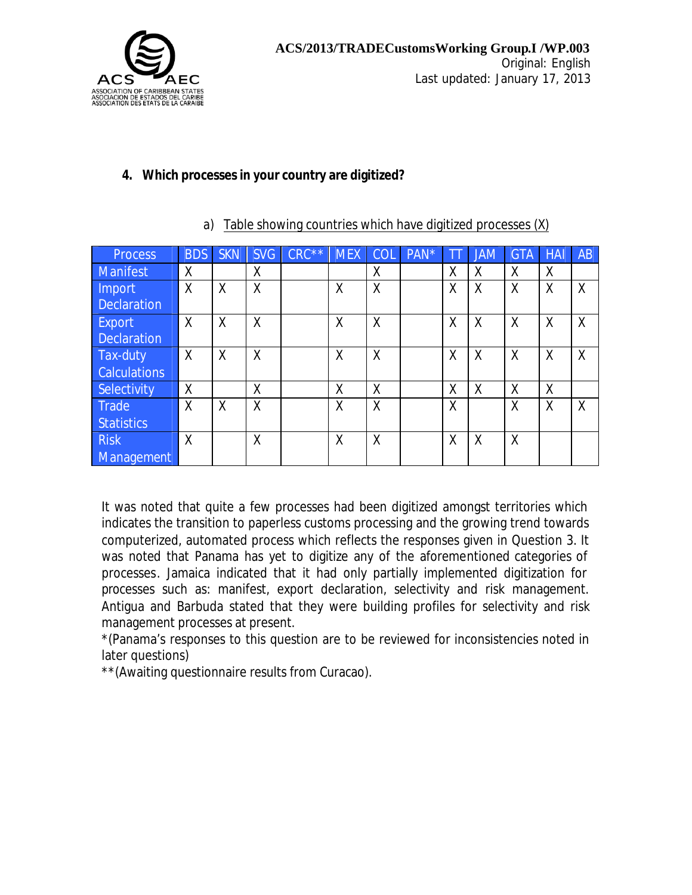**4. Which processes in your country are digitized?**

a) Table showing countries which have digitized processes (X)

| Process | BDS | SKN | SVG | CRC** | MEX | COL | PAN* | TT | JAM | GTA | HAI | AB |
|---|---|---|---|---|---|---|---|---|---|---|---|---|
| Manifest | X | | X | | | X | | X | X | X | X | |
| Import Declaration | X | X | X | | X | X | | X | X | X | X | X |
| Export Declaration | X | X | X | | X | X | | X | X | X | X | X |
| Tax-duty Calculations | X | X | X | | X | X | | X | X | X | X | X |
| Selectivity | X | | X | | X | X | | X | X | X | X | |
| Trade Statistics | X | X | X | | X | X | | X | | X | X | X |
| Risk Management | X | | X | | X | X | | X | X | X | | |

It was noted that quite a few processes had been digitized amongst territories which indicates the transition to paperless customs processing and the growing trend towards computerized, automated process which reflects the responses given in Question 3. It was noted that Panama has yet to digitize any of the aforementioned categories of processes. Jamaica indicated that it had only partially implemented digitization for processes such as: manifest, export declaration, selectivity and risk management. Antigua and Barbuda stated that they were building profiles for selectivity and risk management processes at present.

*(Panama's responses to this question are to be reviewed for inconsistencies noted in later questions)

**(Awaiting questionnaire results from Curacao).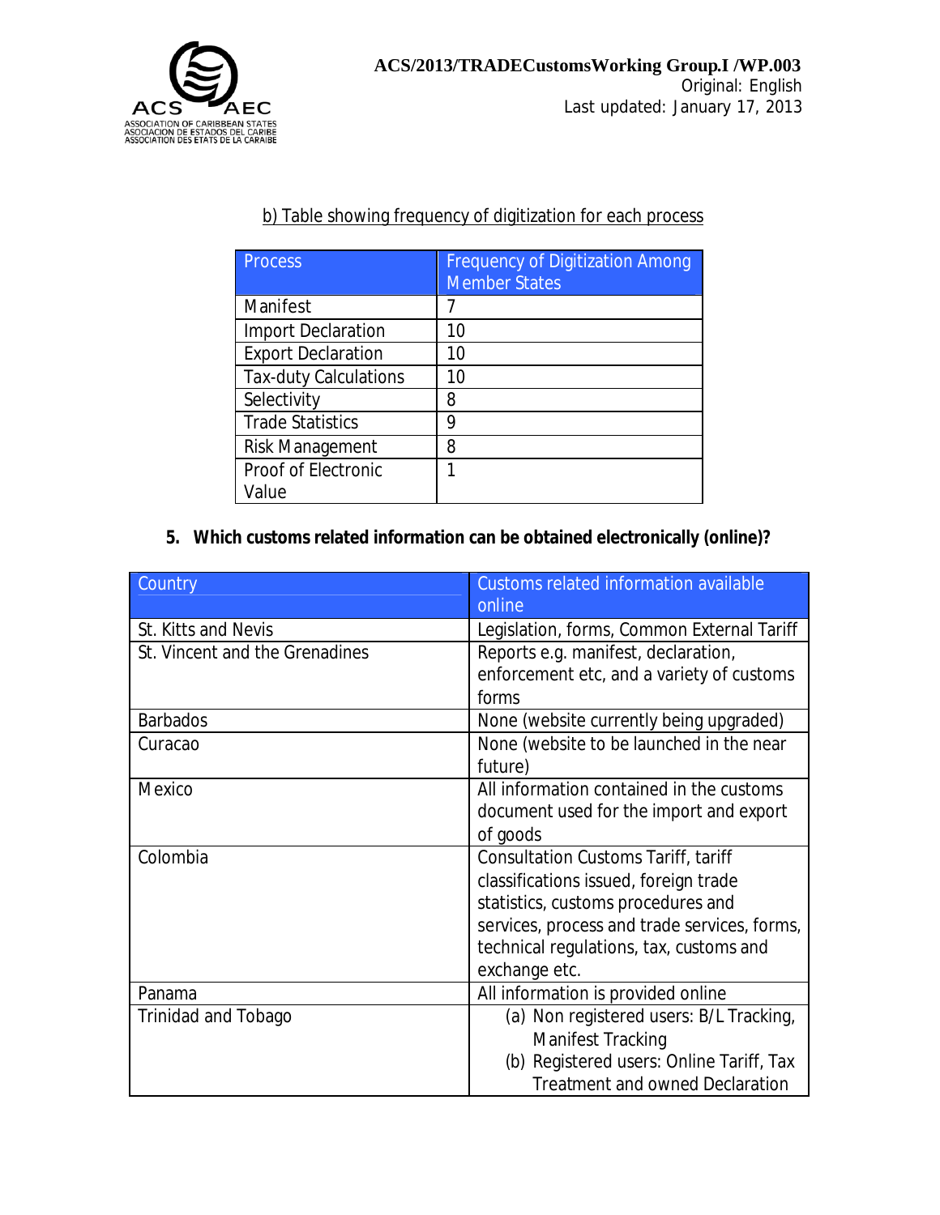b) Table showing frequency of digitization for each process

| Process | Frequency of Digitization Among Member States |
|---|---|
| Manifest | 7 |
| Import Declaration | 10 |
| Export Declaration | 10 |
| Tax-duty Calculations | 10 |
| Selectivity | 8 |
| Trade Statistics | 9 |
| Risk Management | 8 |
| Proof of Electronic Value | 1 |

**5. Which customs related information can be obtained electronically (online)?**

| Country | Customs related information available online |
|---|---|
| St. Kitts and Nevis | Legislation, forms, Common External Tariff |
| St. Vincent and the Grenadines | Reports e.g. manifest, declaration, enforcement etc, and a variety of customs forms |
| Barbados | None (website currently being upgraded) |
| Curacao | None (website to be launched in the near future) |
| Mexico | All information contained in the customs document used for the import and export of goods |
| Colombia | Consultation Customs Tariff, tariff classifications issued, foreign trade statistics, customs procedures and services, process and trade services, forms, technical regulations, tax, customs and exchange etc. |
| Panama | All information is provided online |
| Trinidad and Tobago | (a) Non registered users: B/L Tracking, Manifest Tracking (b) Registered users: Online Tariff, Tax Treatment and owned Declaration |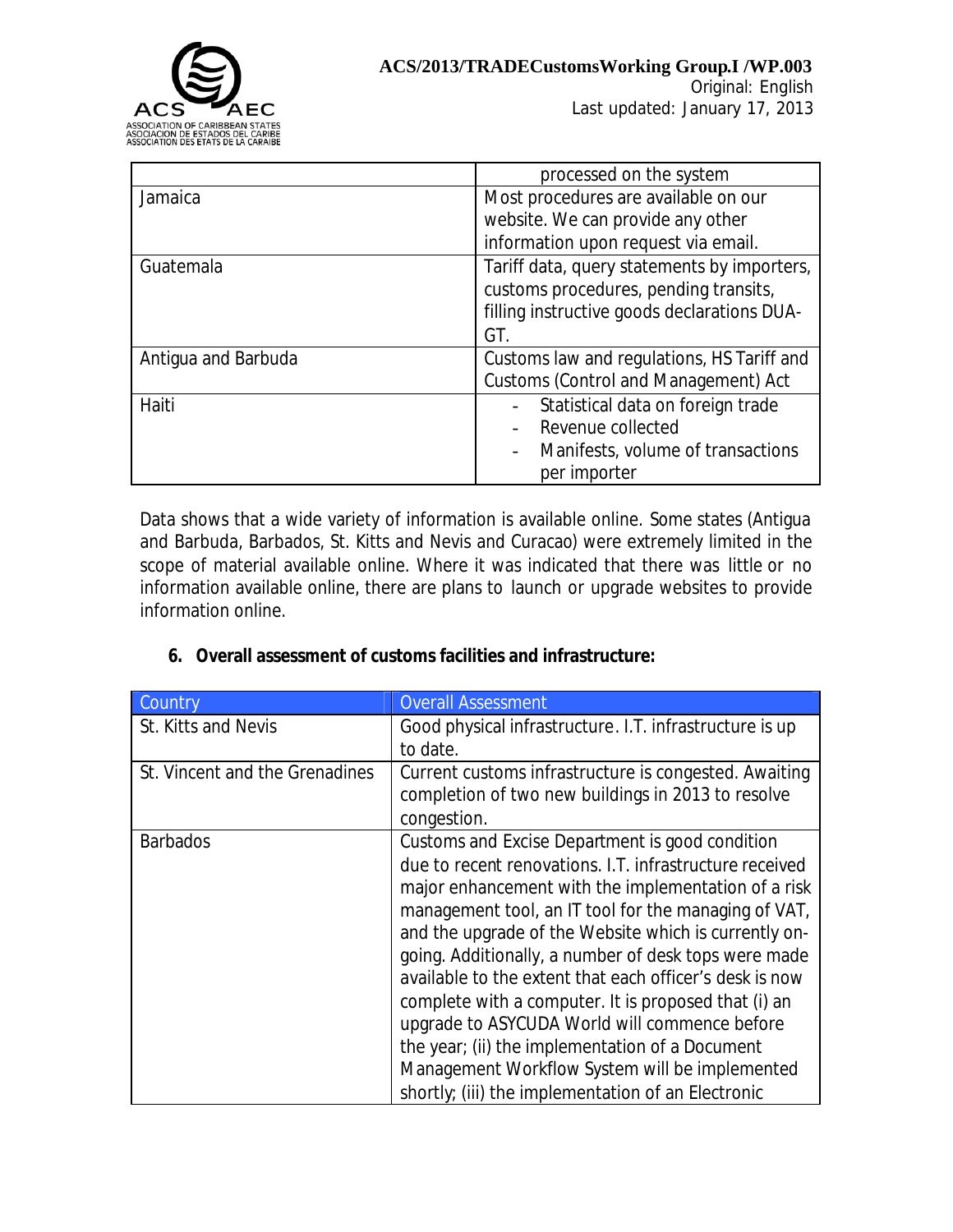| | |
|---|---|
| | processed on the system |
| Jamaica | Most procedures are available on our website. We can provide any other information upon request via email. |
| Guatemala | Tariff data, query statements by importers, customs procedures, pending transits, filling instructive goods declarations DUA-GT. |
| Antigua and Barbuda | Customs law and regulations, HS Tariff and Customs (Control and Management) Act |
| Haiti | - Statistical data on foreign trade<br>- Revenue collected<br>- Manifests, volume of transactions per importer |

Data shows that a wide variety of information is available online. Some states (Antigua and Barbuda, Barbados, St. Kitts and Nevis and Curacao) were extremely limited in the scope of material available online. Where it was indicated that there was little or no information available online, there are plans to launch or upgrade websites to provide information online.

**6. Overall assessment of customs facilities and infrastructure:**

| Country | Overall Assessment |
|---|---|
| St. Kitts and Nevis | Good physical infrastructure. I.T. infrastructure is up to date. |
| St. Vincent and the Grenadines | Current customs infrastructure is congested. Awaiting completion of two new buildings in 2013 to resolve congestion. |
| Barbados | Customs and Excise Department is good condition due to recent renovations. I.T. infrastructure received major enhancement with the implementation of a risk management tool, an IT tool for the managing of VAT, and the upgrade of the Website which is currently on-going. Additionally, a number of desk tops were made available to the extent that each officer's desk is now complete with a computer. It is proposed that (i) an upgrade to ASYCUDA World will commence before the year; (ii) the implementation of a Document Management Workflow System will be implemented shortly; (iii) the implementation of an Electronic |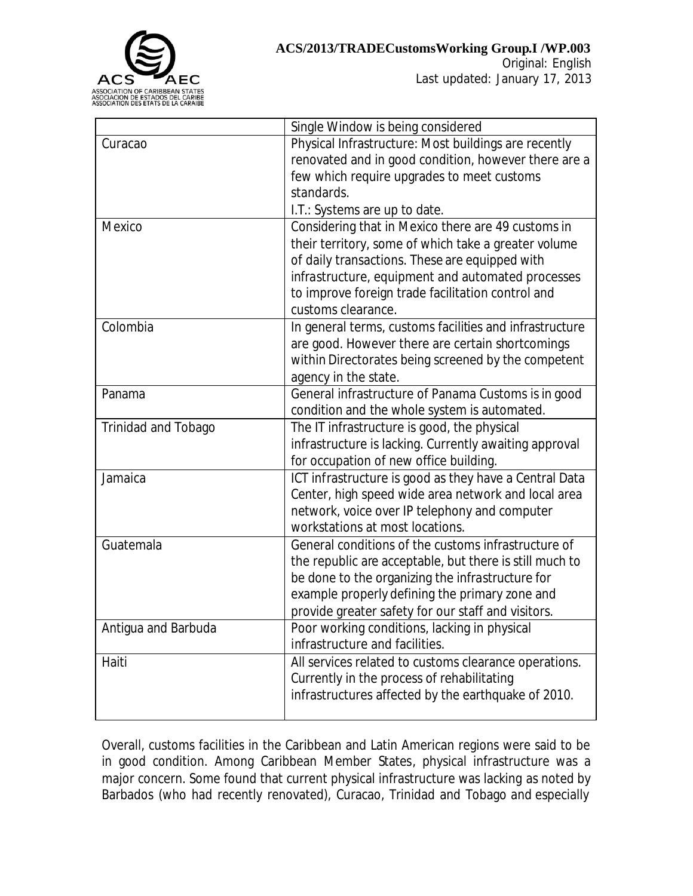|  | Single Window is being considered |
|---|---|
| Curacao | Physical Infrastructure: Most buildings are recently renovated and in good condition, however there are a few which require upgrades to meet customs standards.<br>I.T.: Systems are up to date. |
| Mexico | Considering that in Mexico there are 49 customs in their territory, some of which take a greater volume of daily transactions. These are equipped with infrastructure, equipment and automated processes to improve foreign trade facilitation control and customs clearance. |
| Colombia | In general terms, customs facilities and infrastructure are good. However there are certain shortcomings within Directorates being screened by the competent agency in the state. |
| Panama | General infrastructure of Panama Customs is in good condition and the whole system is automated. |
| Trinidad and Tobago | The IT infrastructure is good, the physical infrastructure is lacking. Currently awaiting approval for occupation of new office building. |
| Jamaica | ICT infrastructure is good as they have a Central Data Center, high speed wide area network and local area network, voice over IP telephony and computer workstations at most locations. |
| Guatemala | General conditions of the customs infrastructure of the republic are acceptable, but there is still much to be done to the organizing the infrastructure for example properly defining the primary zone and provide greater safety for our staff and visitors. |
| Antigua and Barbuda | Poor working conditions, lacking in physical infrastructure and facilities. |
| Haiti | All services related to customs clearance operations. Currently in the process of rehabilitating infrastructures affected by the earthquake of 2010. |

Overall, customs facilities in the Caribbean and Latin American regions were said to be in good condition. Among Caribbean Member States, physical infrastructure was a major concern. Some found that current physical infrastructure was lacking as noted by Barbados (who had recently renovated), Curacao, Trinidad and Tobago and especially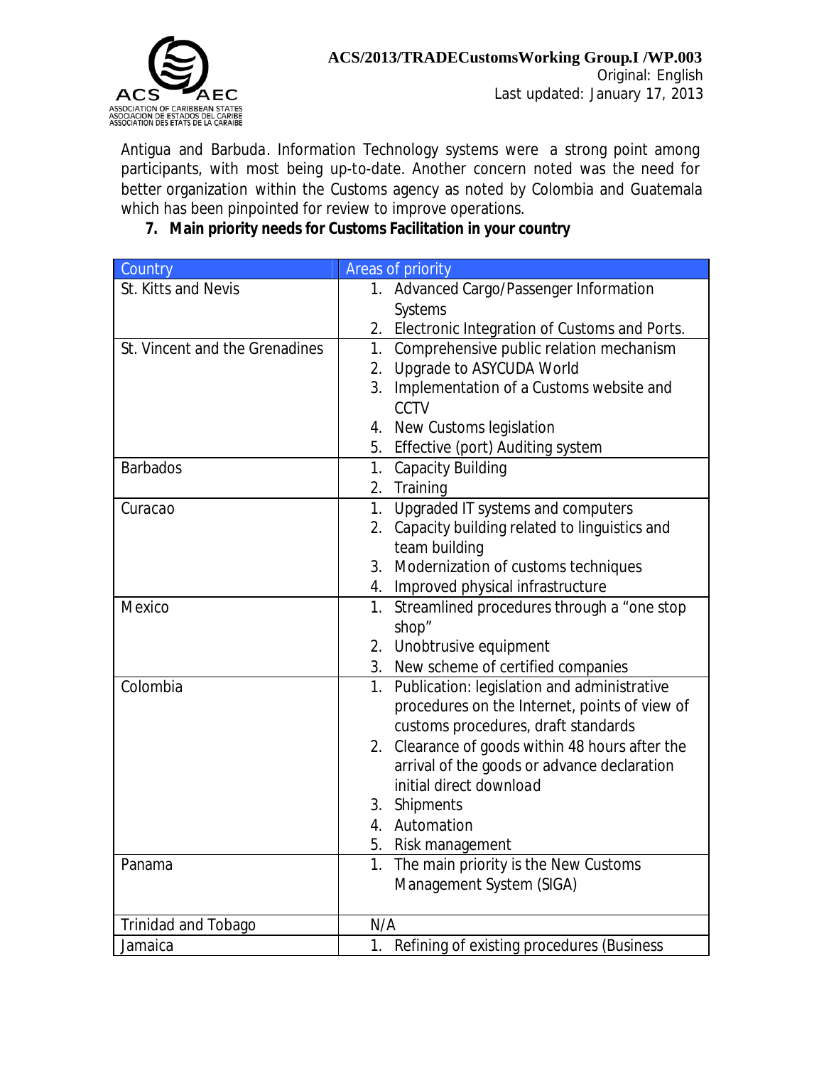Antigua and Barbuda. Information Technology systems were a strong point among participants, with most being up-to-date. Another concern noted was the need for better organization within the Customs agency as noted by Colombia and Guatemala which has been pinpointed for review to improve operations.

7. **Main priority needs for Customs Facilitation in your country**

| Country | Areas of priority |
|---|---|
| St. Kitts and Nevis | 1. Advanced Cargo/Passenger Information Systems<br>2. Electronic Integration of Customs and Ports. |
| St. Vincent and the Grenadines | 1. Comprehensive public relation mechanism<br>2. Upgrade to ASYCUDA World<br>3. Implementation of a Customs website and CCTV<br>4. New Customs legislation<br>5. Effective (port) Auditing system |
| Barbados | 1. Capacity Building<br>2. Training |
| Curacao | 1. Upgraded IT systems and computers<br>2. Capacity building related to linguistics and team building<br>3. Modernization of customs techniques<br>4. Improved physical infrastructure |
| Mexico | 1. Streamlined procedures through a "one stop shop"<br>2. Unobtrusive equipment<br>3. New scheme of certified companies |
| Colombia | 1. Publication: legislation and administrative procedures on the Internet, points of view of customs procedures, draft standards<br>2. Clearance of goods within 48 hours after the arrival of the goods or advance declaration initial direct download<br>3. Shipments<br>4. Automation<br>5. Risk management |
| Panama | 1. The main priority is the New Customs Management System (SIGA) |
| Trinidad and Tobago | N/A |
| Jamaica | 1. Refining of existing procedures (Business |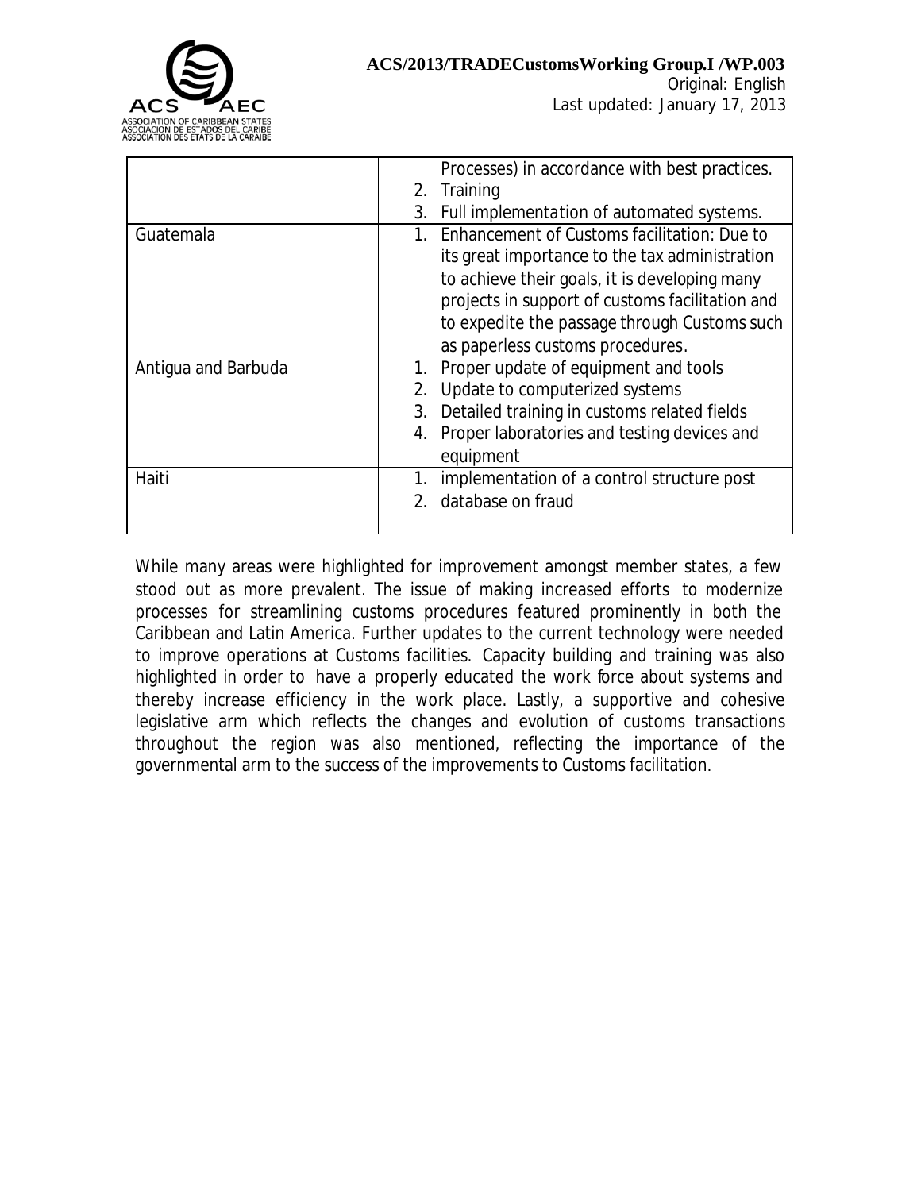| | |
|---|---|
| | Processes) in accordance with best practices.<br>2. Training<br>3. Full implementation of automated systems. |
| Guatemala | 1. Enhancement of Customs facilitation: Due to its great importance to the tax administration to achieve their goals, it is developing many projects in support of customs facilitation and to expedite the passage through Customs such as paperless customs procedures. |
| Antigua and Barbuda | 1. Proper update of equipment and tools<br>2. Update to computerized systems<br>3. Detailed training in customs related fields<br>4. Proper laboratories and testing devices and equipment |
| Haiti | 1. implementation of a control structure post<br>2. database on fraud |

While many areas were highlighted for improvement amongst member states, a few stood out as more prevalent. The issue of making increased efforts to modernize processes for streamlining customs procedures featured prominently in both the Caribbean and Latin America. Further updates to the current technology were needed to improve operations at Customs facilities. Capacity building and training was also highlighted in order to have a properly educated the work force about systems and thereby increase efficiency in the work place. Lastly, a supportive and cohesive legislative arm which reflects the changes and evolution of customs transactions throughout the region was also mentioned, reflecting the importance of the governmental arm to the success of the improvements to Customs facilitation.